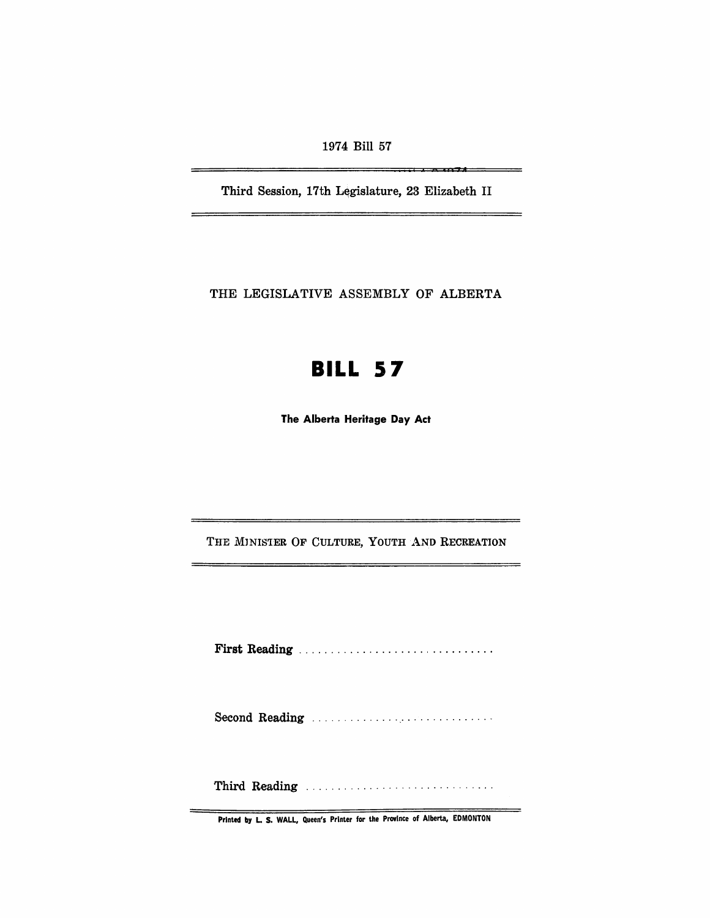1974 Bill 57

Third Session, 17th Legislature, 23 Elizabeth II

THE LEGISLATIVE ASSEMBLY OF ALBERTA

# BILL 57

**The Alberta Heritage Day Act**

THE MINISTER OF CULTURE, YOUTH AND RECREATION

**First Reading** ..............................

Second Reading ..............................

Third Reading ..............................

Printed by L. S. WALL, Queen's Printer for the Province of Alberta, EDMONTON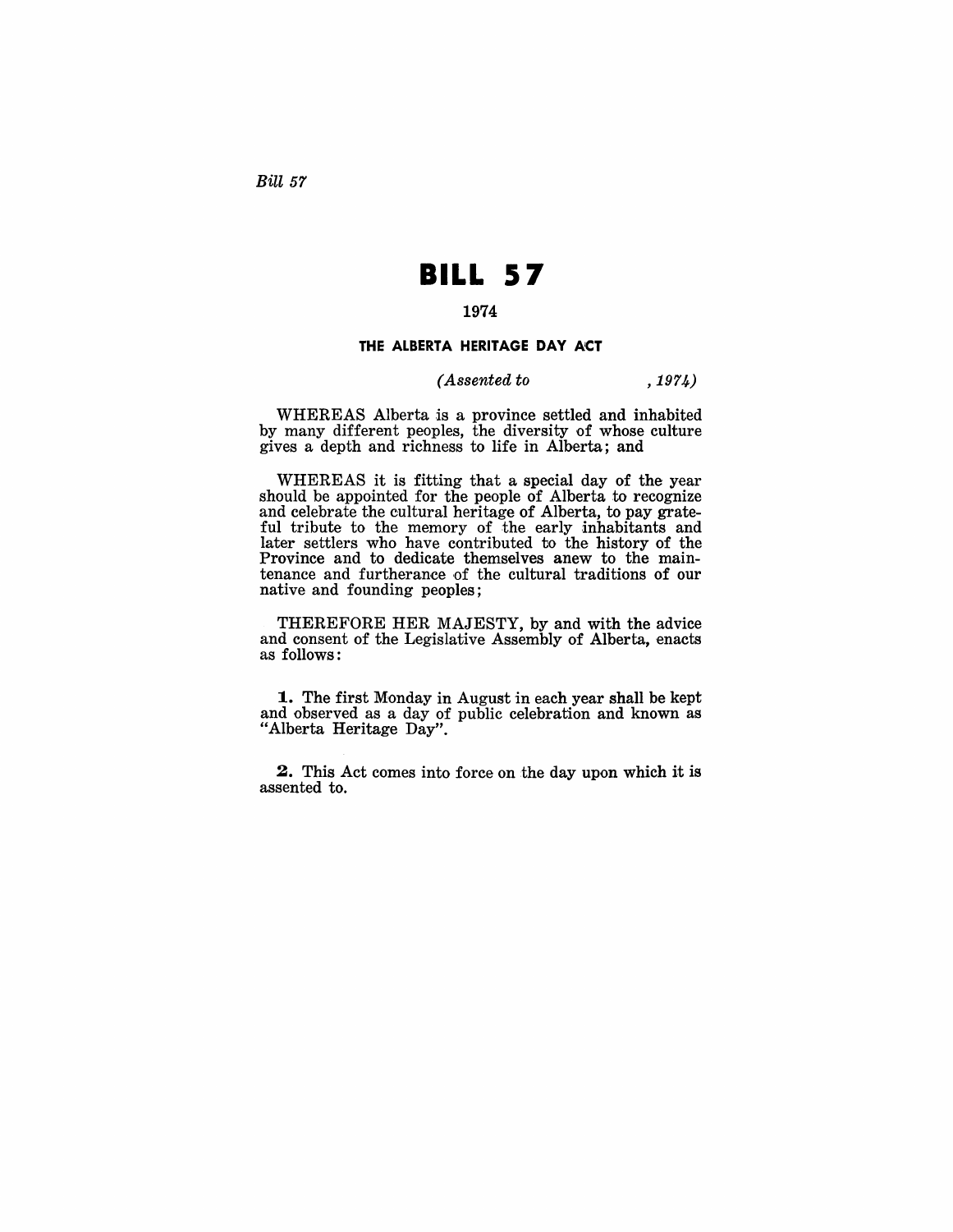*Bill 57*

# BILL 57

**1974**

## THE ALBERTA HERITAGE DAY ACT

*(Assented to , 1974)*

WHEREAS Alberta is a province settled and inhabited by many different peoples, the diversity of whose culture gives a depth and richness to life in Alberta; and

WHEREAS it is fitting that a special day of the year should be appointed for the people of Alberta to recognize and celebrate the cultural heritage of Alberta, to pay grateful tribute to the memory of the early inhabitants and later settlers who have contributed to the history of the Province and to dedicate themselves anew to the maintenance and furtherance of the cultural traditions of our native and founding peoples;

THEREFORE HER MAJESTY, by and with the advice and consent of the Legislative Assembly of Alberta, enacts as follows:

**1.** The first Monday in August in each year shall be kept and observed as a day of public celebration and known as "Alberta Heritage Day".

**2.** This Act comes into force on the day upon which it is assented to.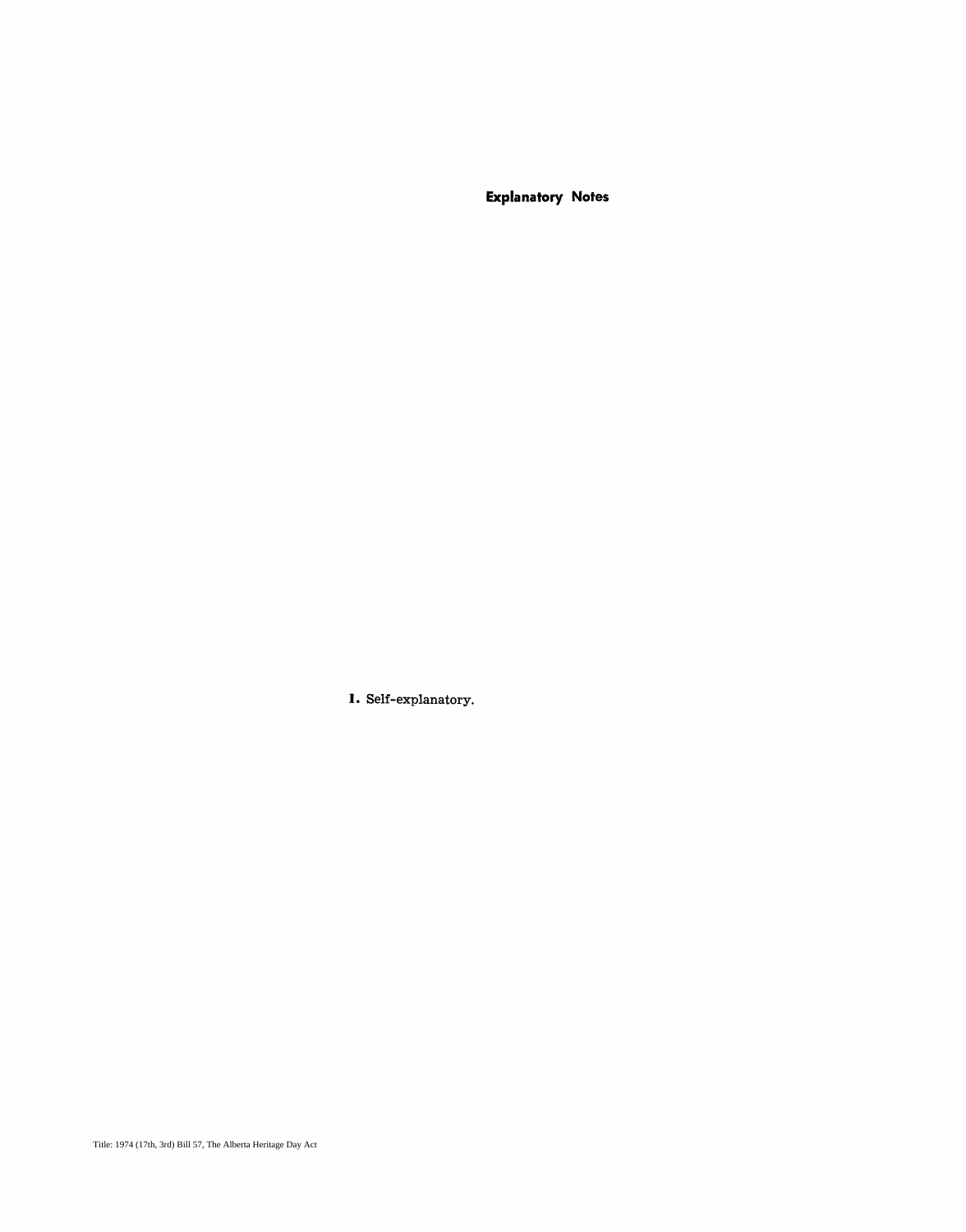## Explanatory Notes

**1.** Self-explanatory.

Title: 1974 (17th, 3rd) Bill 57, The Alberta Heritage Day Act